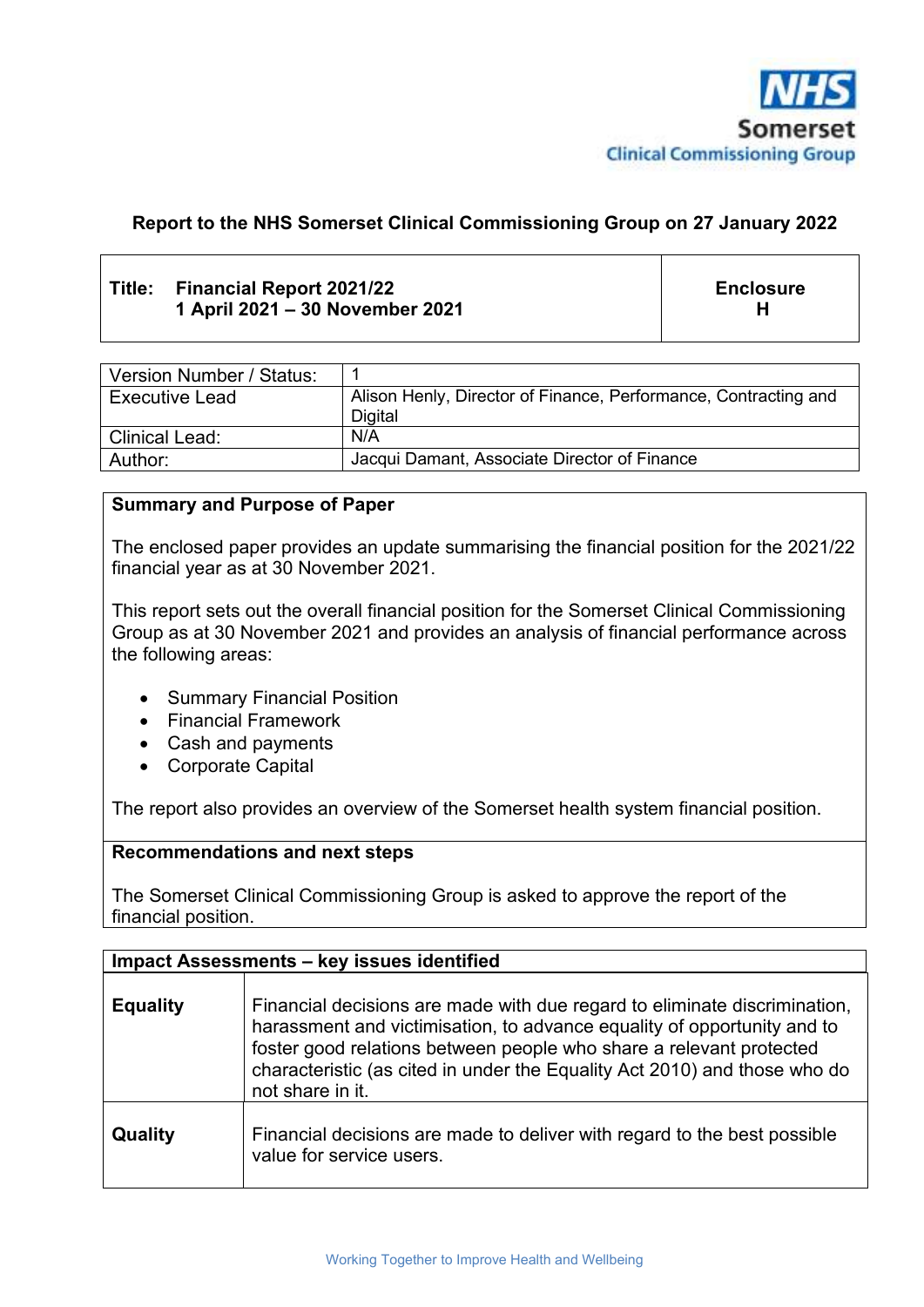NHS Somerset Clinical Commissioning Group

**Report to the NHS Somerset Clinical Commissioning Group on 27 January 2022**

| | |
|---|---|
| **Title: Financial Report 2021/22 1 April 2021 – 30 November 2021** | **Enclosure H** |

| | |
|---|---|
| Version Number / Status: | 1 |
| Executive Lead | Alison Henly, Director of Finance, Performance, Contracting and Digital |
| Clinical Lead: | N/A |
| Author: | Jacqui Damant, Associate Director of Finance |

**Summary and Purpose of Paper**

The enclosed paper provides an update summarising the financial position for the 2021/22 financial year as at 30 November 2021.

This report sets out the overall financial position for the Somerset Clinical Commissioning Group as at 30 November 2021 and provides an analysis of financial performance across the following areas:

- Summary Financial Position
- Financial Framework
- Cash and payments
- Corporate Capital

The report also provides an overview of the Somerset health system financial position.

**Recommendations and next steps**

The Somerset Clinical Commissioning Group is asked to approve the report of the financial position.

| **Impact Assessments – key issues identified** | |
|---|---|
| **Equality** | Financial decisions are made with due regard to eliminate discrimination, harassment and victimisation, to advance equality of opportunity and to foster good relations between people who share a relevant protected characteristic (as cited in under the Equality Act 2010) and those who do not share in it. |
| **Quality** | Financial decisions are made to deliver with regard to the best possible value for service users. |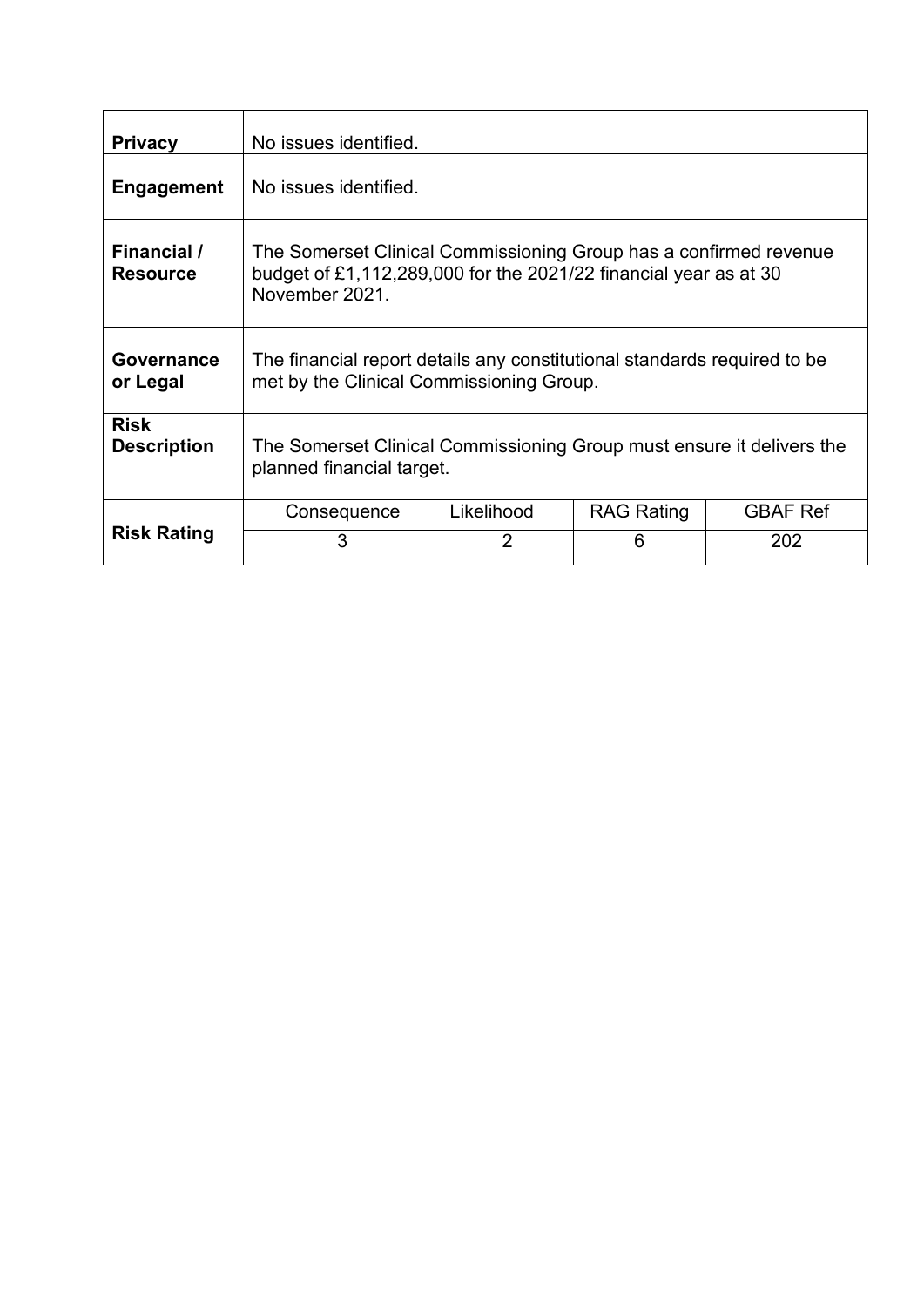| | | | | |
|---|---|---|---|---|
| **Privacy** | No issues identified. | | | |
| **Engagement** | No issues identified. | | | |
| **Financial / Resource** | The Somerset Clinical Commissioning Group has a confirmed revenue budget of £1,112,289,000 for the 2021/22 financial year as at 30 November 2021. | | | |
| **Governance or Legal** | The financial report details any constitutional standards required to be met by the Clinical Commissioning Group. | | | |
| **Risk Description** | The Somerset Clinical Commissioning Group must ensure it delivers the planned financial target. | | | |
| **Risk Rating** | Consequence | Likelihood | RAG Rating | GBAF Ref |
| | 3 | 2 | 6 | 202 |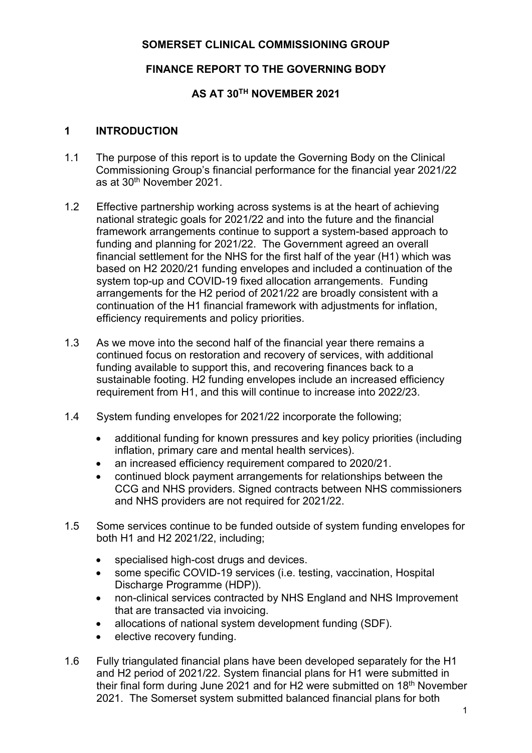**SOMERSET CLINICAL COMMISSIONING GROUP**

**FINANCE REPORT TO THE GOVERNING BODY**

**AS AT 30TH NOVEMBER 2021**

## 1 INTRODUCTION

1.1 The purpose of this report is to update the Governing Body on the Clinical Commissioning Group's financial performance for the financial year 2021/22 as at 30th November 2021.

1.2 Effective partnership working across systems is at the heart of achieving national strategic goals for 2021/22 and into the future and the financial framework arrangements continue to support a system-based approach to funding and planning for 2021/22. The Government agreed an overall financial settlement for the NHS for the first half of the year (H1) which was based on H2 2020/21 funding envelopes and included a continuation of the system top-up and COVID-19 fixed allocation arrangements. Funding arrangements for the H2 period of 2021/22 are broadly consistent with a continuation of the H1 financial framework with adjustments for inflation, efficiency requirements and policy priorities.

1.3 As we move into the second half of the financial year there remains a continued focus on restoration and recovery of services, with additional funding available to support this, and recovering finances back to a sustainable footing. H2 funding envelopes include an increased efficiency requirement from H1, and this will continue to increase into 2022/23.

1.4 System funding envelopes for 2021/22 incorporate the following;

- additional funding for known pressures and key policy priorities (including inflation, primary care and mental health services).
- an increased efficiency requirement compared to 2020/21.
- continued block payment arrangements for relationships between the CCG and NHS providers. Signed contracts between NHS commissioners and NHS providers are not required for 2021/22.

1.5 Some services continue to be funded outside of system funding envelopes for both H1 and H2 2021/22, including;

- specialised high-cost drugs and devices.
- some specific COVID-19 services (i.e. testing, vaccination, Hospital Discharge Programme (HDP)).
- non-clinical services contracted by NHS England and NHS Improvement that are transacted via invoicing.
- allocations of national system development funding (SDF).
- elective recovery funding.

1.6 Fully triangulated financial plans have been developed separately for the H1 and H2 period of 2021/22. System financial plans for H1 were submitted in their final form during June 2021 and for H2 were submitted on 18th November 2021. The Somerset system submitted balanced financial plans for both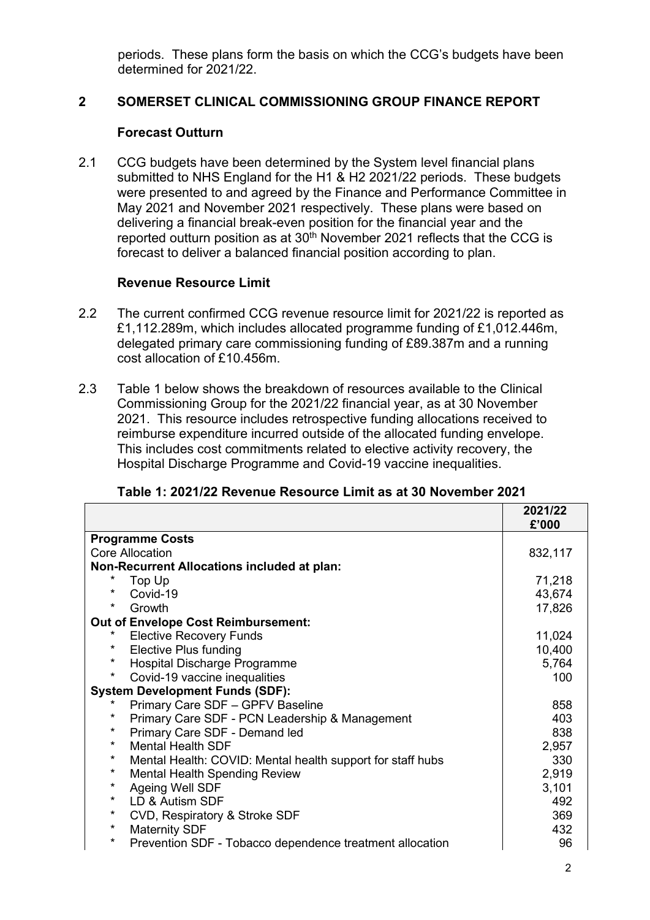periods. These plans form the basis on which the CCG's budgets have been determined for 2021/22.

## 2 SOMERSET CLINICAL COMMISSIONING GROUP FINANCE REPORT

### Forecast Outturn

2.1 CCG budgets have been determined by the System level financial plans submitted to NHS England for the H1 & H2 2021/22 periods. These budgets were presented to and agreed by the Finance and Performance Committee in May 2021 and November 2021 respectively. These plans were based on delivering a financial break-even position for the financial year and the reported outturn position as at 30th November 2021 reflects that the CCG is forecast to deliver a balanced financial position according to plan.

### Revenue Resource Limit

2.2 The current confirmed CCG revenue resource limit for 2021/22 is reported as £1,112.289m, which includes allocated programme funding of £1,012.446m, delegated primary care commissioning funding of £89.387m and a running cost allocation of £10.456m.

2.3 Table 1 below shows the breakdown of resources available to the Clinical Commissioning Group for the 2021/22 financial year, as at 30 November 2021. This resource includes retrospective funding allocations received to reimburse expenditure incurred outside of the allocated funding envelope. This includes cost commitments related to elective activity recovery, the Hospital Discharge Programme and Covid-19 vaccine inequalities.

**Table 1: 2021/22 Revenue Resource Limit as at 30 November 2021**

| | 2021/22 £'000 |
|---|---|
| **Programme Costs** | |
| Core Allocation | 832,117 |
| **Non-Recurrent Allocations included at plan:** | |
| * Top Up | 71,218 |
| * Covid-19 | 43,674 |
| * Growth | 17,826 |
| **Out of Envelope Cost Reimbursement:** | |
| * Elective Recovery Funds | 11,024 |
| * Elective Plus funding | 10,400 |
| * Hospital Discharge Programme | 5,764 |
| * Covid-19 vaccine inequalities | 100 |
| **System Development Funds (SDF):** | |
| * Primary Care SDF – GPFV Baseline | 858 |
| * Primary Care SDF - PCN Leadership & Management | 403 |
| * Primary Care SDF - Demand led | 838 |
| * Mental Health SDF | 2,957 |
| * Mental Health: COVID: Mental health support for staff hubs | 330 |
| * Mental Health Spending Review | 2,919 |
| * Ageing Well SDF | 3,101 |
| * LD & Autism SDF | 492 |
| * CVD, Respiratory & Stroke SDF | 369 |
| * Maternity SDF | 432 |
| * Prevention SDF - Tobacco dependence treatment allocation | 96 |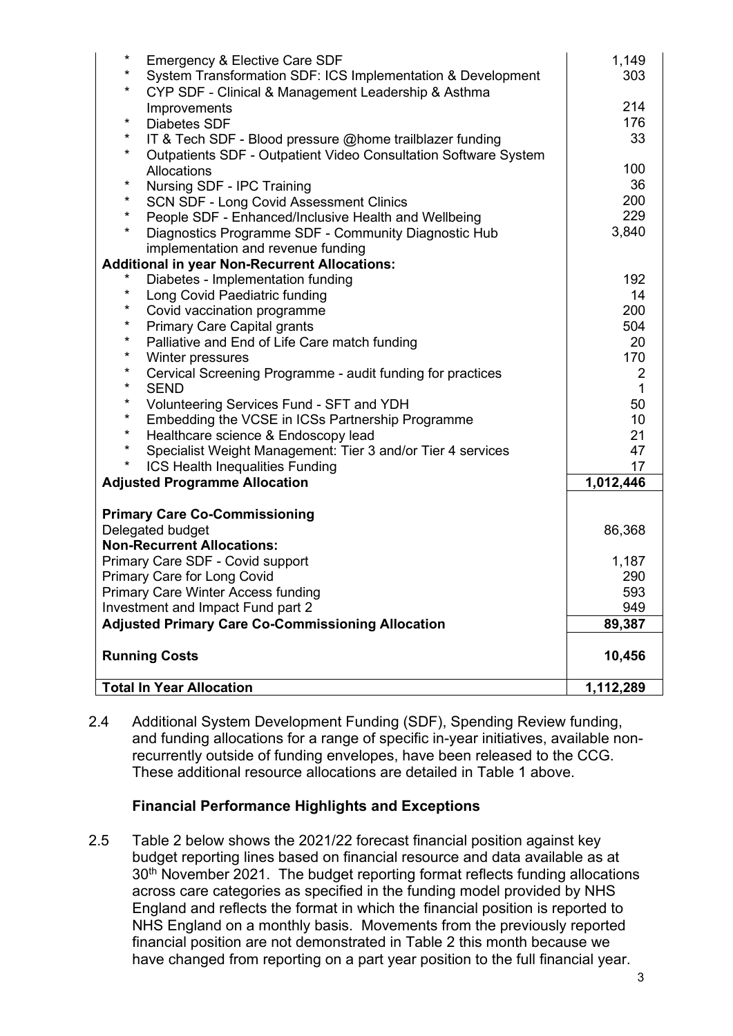| | |
|---|---|
| * Emergency & Elective Care SDF | 1,149 |
| * System Transformation SDF: ICS Implementation & Development | 303 |
| * CYP SDF - Clinical & Management Leadership & Asthma Improvements | 214 |
| * Diabetes SDF | 176 |
| * IT & Tech SDF - Blood pressure @home trailblazer funding | 33 |
| * Outpatients SDF - Outpatient Video Consultation Software System Allocations | 100 |
| * Nursing SDF - IPC Training | 36 |
| * SCN SDF - Long Covid Assessment Clinics | 200 |
| * People SDF - Enhanced/Inclusive Health and Wellbeing | 229 |
| * Diagnostics Programme SDF - Community Diagnostic Hub implementation and revenue funding | 3,840 |
| **Additional in year Non-Recurrent Allocations:** | |
| * Diabetes - Implementation funding | 192 |
| * Long Covid Paediatric funding | 14 |
| * Covid vaccination programme | 200 |
| * Primary Care Capital grants | 504 |
| * Palliative and End of Life Care match funding | 20 |
| * Winter pressures | 170 |
| * Cervical Screening Programme - audit funding for practices | 2 |
| * SEND | 1 |
| * Volunteering Services Fund - SFT and YDH | 50 |
| * Embedding the VCSE in ICSs Partnership Programme | 10 |
| * Healthcare science & Endoscopy lead | 21 |
| * Specialist Weight Management: Tier 3 and/or Tier 4 services | 47 |
| * ICS Health Inequalities Funding | 17 |
| **Adjusted Programme Allocation** | **1,012,446** |
| | |
| **Primary Care Co-Commissioning** | |
| Delegated budget | 86,368 |
| **Non-Recurrent Allocations:** | |
| Primary Care SDF - Covid support | 1,187 |
| Primary Care for Long Covid | 290 |
| Primary Care Winter Access funding | 593 |
| Investment and Impact Fund part 2 | 949 |
| **Adjusted Primary Care Co-Commissioning Allocation** | **89,387** |
| | |
| **Running Costs** | **10,456** |
| | |
| **Total In Year Allocation** | **1,112,289** |

2.4 Additional System Development Funding (SDF), Spending Review funding, and funding allocations for a range of specific in-year initiatives, available non-recurrently outside of funding envelopes, have been released to the CCG. These additional resource allocations are detailed in Table 1 above.

**Financial Performance Highlights and Exceptions**

2.5 Table 2 below shows the 2021/22 forecast financial position against key budget reporting lines based on financial resource and data available as at 30th November 2021. The budget reporting format reflects funding allocations across care categories as specified in the funding model provided by NHS England and reflects the format in which the financial position is reported to NHS England on a monthly basis. Movements from the previously reported financial position are not demonstrated in Table 2 this month because we have changed from reporting on a part year position to the full financial year.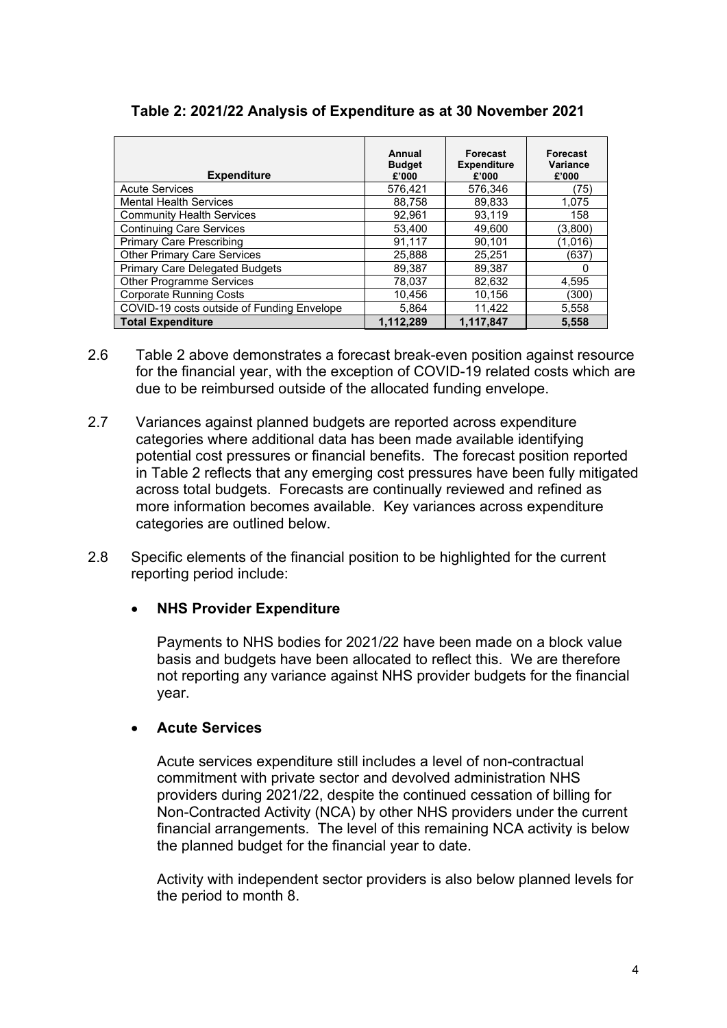**Table 2: 2021/22 Analysis of Expenditure as at 30 November 2021**

| Expenditure | Annual Budget £'000 | Forecast Expenditure £'000 | Forecast Variance £'000 |
|---|---|---|---|
| Acute Services | 576,421 | 576,346 | (75) |
| Mental Health Services | 88,758 | 89,833 | 1,075 |
| Community Health Services | 92,961 | 93,119 | 158 |
| Continuing Care Services | 53,400 | 49,600 | (3,800) |
| Primary Care Prescribing | 91,117 | 90,101 | (1,016) |
| Other Primary Care Services | 25,888 | 25,251 | (637) |
| Primary Care Delegated Budgets | 89,387 | 89,387 | 0 |
| Other Programme Services | 78,037 | 82,632 | 4,595 |
| Corporate Running Costs | 10,456 | 10,156 | (300) |
| COVID-19 costs outside of Funding Envelope | 5,864 | 11,422 | 5,558 |
| **Total Expenditure** | **1,112,289** | **1,117,847** | **5,558** |

2.6 Table 2 above demonstrates a forecast break-even position against resource for the financial year, with the exception of COVID-19 related costs which are due to be reimbursed outside of the allocated funding envelope.

2.7 Variances against planned budgets are reported across expenditure categories where additional data has been made available identifying potential cost pressures or financial benefits. The forecast position reported in Table 2 reflects that any emerging cost pressures have been fully mitigated across total budgets. Forecasts are continually reviewed and refined as more information becomes available. Key variances across expenditure categories are outlined below.

2.8 Specific elements of the financial position to be highlighted for the current reporting period include:

- **NHS Provider Expenditure**

  Payments to NHS bodies for 2021/22 have been made on a block value basis and budgets have been allocated to reflect this. We are therefore not reporting any variance against NHS provider budgets for the financial year.

- **Acute Services**

  Acute services expenditure still includes a level of non-contractual commitment with private sector and devolved administration NHS providers during 2021/22, despite the continued cessation of billing for Non-Contracted Activity (NCA) by other NHS providers under the current financial arrangements. The level of this remaining NCA activity is below the planned budget for the financial year to date.

  Activity with independent sector providers is also below planned levels for the period to month 8.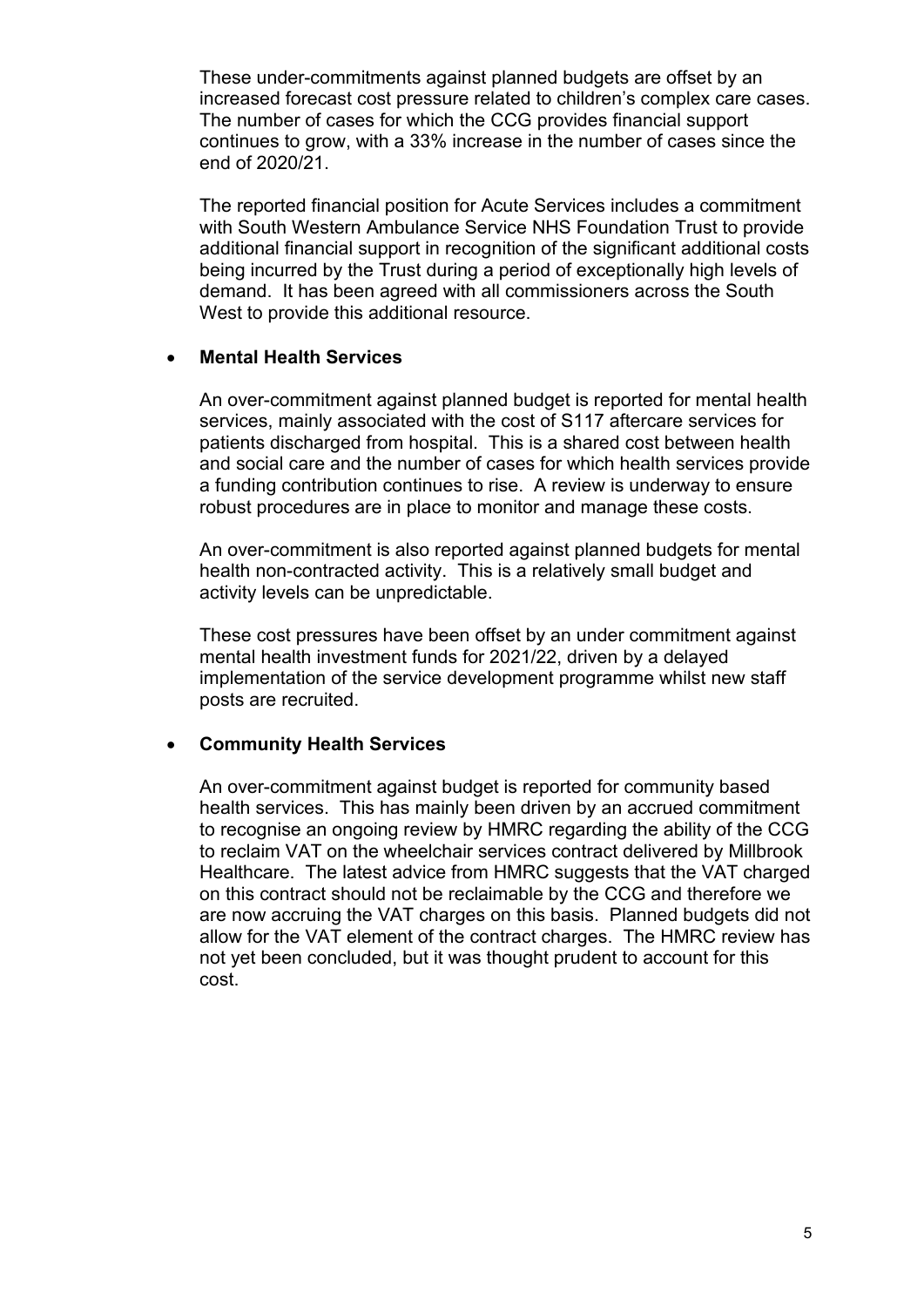These under-commitments against planned budgets are offset by an increased forecast cost pressure related to children's complex care cases. The number of cases for which the CCG provides financial support continues to grow, with a 33% increase in the number of cases since the end of 2020/21.

The reported financial position for Acute Services includes a commitment with South Western Ambulance Service NHS Foundation Trust to provide additional financial support in recognition of the significant additional costs being incurred by the Trust during a period of exceptionally high levels of demand. It has been agreed with all commissioners across the South West to provide this additional resource.

- **Mental Health Services**

  An over-commitment against planned budget is reported for mental health services, mainly associated with the cost of S117 aftercare services for patients discharged from hospital. This is a shared cost between health and social care and the number of cases for which health services provide a funding contribution continues to rise. A review is underway to ensure robust procedures are in place to monitor and manage these costs.

  An over-commitment is also reported against planned budgets for mental health non-contracted activity. This is a relatively small budget and activity levels can be unpredictable.

  These cost pressures have been offset by an under commitment against mental health investment funds for 2021/22, driven by a delayed implementation of the service development programme whilst new staff posts are recruited.

- **Community Health Services**

  An over-commitment against budget is reported for community based health services. This has mainly been driven by an accrued commitment to recognise an ongoing review by HMRC regarding the ability of the CCG to reclaim VAT on the wheelchair services contract delivered by Millbrook Healthcare. The latest advice from HMRC suggests that the VAT charged on this contract should not be reclaimable by the CCG and therefore we are now accruing the VAT charges on this basis. Planned budgets did not allow for the VAT element of the contract charges. The HMRC review has not yet been concluded, but it was thought prudent to account for this cost.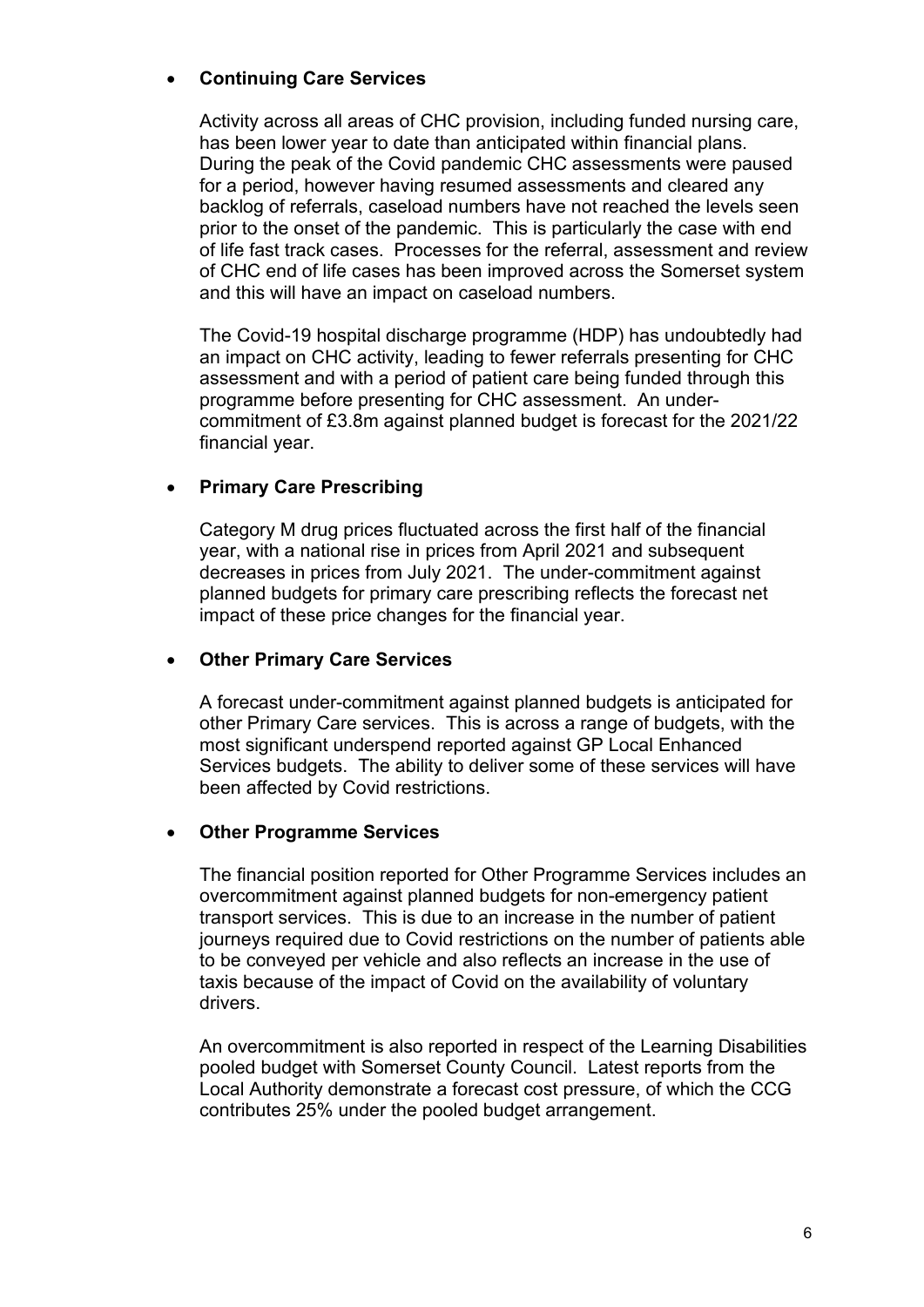- **Continuing Care Services**

  Activity across all areas of CHC provision, including funded nursing care, has been lower year to date than anticipated within financial plans. During the peak of the Covid pandemic CHC assessments were paused for a period, however having resumed assessments and cleared any backlog of referrals, caseload numbers have not reached the levels seen prior to the onset of the pandemic. This is particularly the case with end of life fast track cases. Processes for the referral, assessment and review of CHC end of life cases has been improved across the Somerset system and this will have an impact on caseload numbers.

  The Covid-19 hospital discharge programme (HDP) has undoubtedly had an impact on CHC activity, leading to fewer referrals presenting for CHC assessment and with a period of patient care being funded through this programme before presenting for CHC assessment. An under-commitment of £3.8m against planned budget is forecast for the 2021/22 financial year.

- **Primary Care Prescribing**

  Category M drug prices fluctuated across the first half of the financial year, with a national rise in prices from April 2021 and subsequent decreases in prices from July 2021. The under-commitment against planned budgets for primary care prescribing reflects the forecast net impact of these price changes for the financial year.

- **Other Primary Care Services**

  A forecast under-commitment against planned budgets is anticipated for other Primary Care services. This is across a range of budgets, with the most significant underspend reported against GP Local Enhanced Services budgets. The ability to deliver some of these services will have been affected by Covid restrictions.

- **Other Programme Services**

  The financial position reported for Other Programme Services includes an overcommitment against planned budgets for non-emergency patient transport services. This is due to an increase in the number of patient journeys required due to Covid restrictions on the number of patients able to be conveyed per vehicle and also reflects an increase in the use of taxis because of the impact of Covid on the availability of voluntary drivers.

  An overcommitment is also reported in respect of the Learning Disabilities pooled budget with Somerset County Council. Latest reports from the Local Authority demonstrate a forecast cost pressure, of which the CCG contributes 25% under the pooled budget arrangement.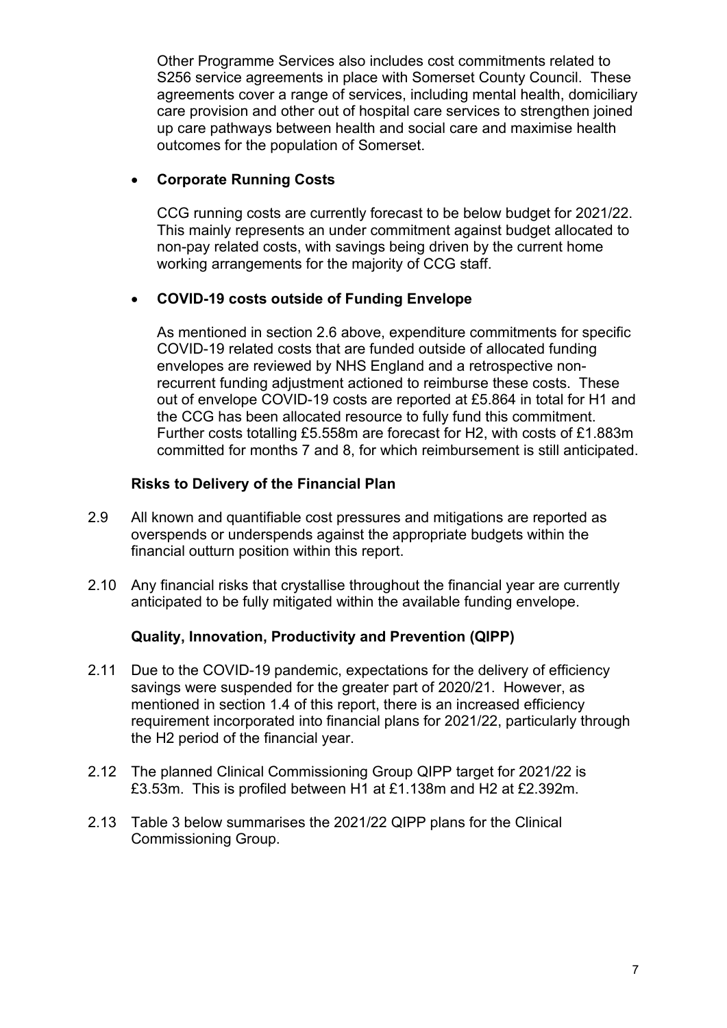Other Programme Services also includes cost commitments related to S256 service agreements in place with Somerset County Council. These agreements cover a range of services, including mental health, domiciliary care provision and other out of hospital care services to strengthen joined up care pathways between health and social care and maximise health outcomes for the population of Somerset.

- **Corporate Running Costs**

  CCG running costs are currently forecast to be below budget for 2021/22. This mainly represents an under commitment against budget allocated to non-pay related costs, with savings being driven by the current home working arrangements for the majority of CCG staff.

- **COVID-19 costs outside of Funding Envelope**

  As mentioned in section 2.6 above, expenditure commitments for specific COVID-19 related costs that are funded outside of allocated funding envelopes are reviewed by NHS England and a retrospective non-recurrent funding adjustment actioned to reimburse these costs. These out of envelope COVID-19 costs are reported at £5.864 in total for H1 and the CCG has been allocated resource to fully fund this commitment. Further costs totalling £5.558m are forecast for H2, with costs of £1.883m committed for months 7 and 8, for which reimbursement is still anticipated.

**Risks to Delivery of the Financial Plan**

2.9 All known and quantifiable cost pressures and mitigations are reported as overspends or underspends against the appropriate budgets within the financial outturn position within this report.

2.10 Any financial risks that crystallise throughout the financial year are currently anticipated to be fully mitigated within the available funding envelope.

**Quality, Innovation, Productivity and Prevention (QIPP)**

2.11 Due to the COVID-19 pandemic, expectations for the delivery of efficiency savings were suspended for the greater part of 2020/21. However, as mentioned in section 1.4 of this report, there is an increased efficiency requirement incorporated into financial plans for 2021/22, particularly through the H2 period of the financial year.

2.12 The planned Clinical Commissioning Group QIPP target for 2021/22 is £3.53m. This is profiled between H1 at £1.138m and H2 at £2.392m.

2.13 Table 3 below summarises the 2021/22 QIPP plans for the Clinical Commissioning Group.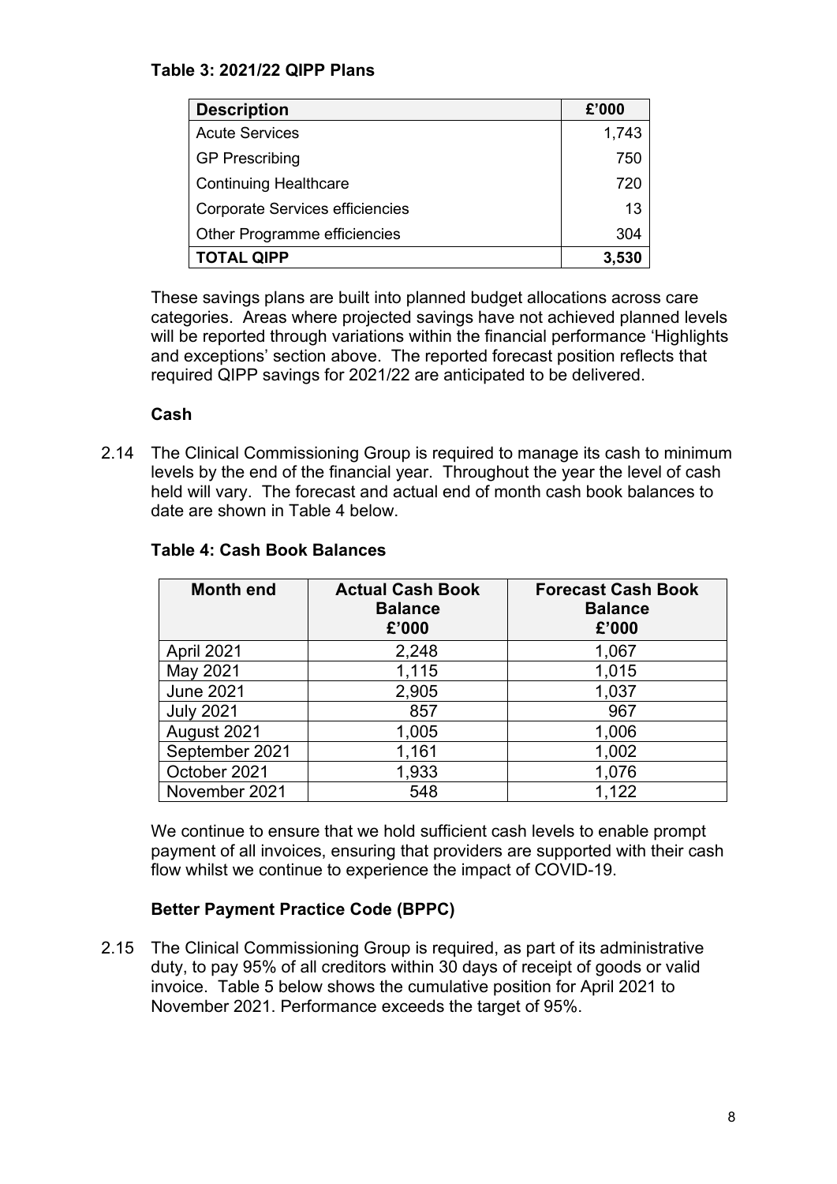**Table 3: 2021/22 QIPP Plans**

| Description | £'000 |
|---|---|
| Acute Services | 1,743 |
| GP Prescribing | 750 |
| Continuing Healthcare | 720 |
| Corporate Services efficiencies | 13 |
| Other Programme efficiencies | 304 |
| **TOTAL QIPP** | **3,530** |

These savings plans are built into planned budget allocations across care categories. Areas where projected savings have not achieved planned levels will be reported through variations within the financial performance 'Highlights and exceptions' section above. The reported forecast position reflects that required QIPP savings for 2021/22 are anticipated to be delivered.

**Cash**

2.14 The Clinical Commissioning Group is required to manage its cash to minimum levels by the end of the financial year. Throughout the year the level of cash held will vary. The forecast and actual end of month cash book balances to date are shown in Table 4 below.

**Table 4: Cash Book Balances**

| Month end | Actual Cash Book Balance £'000 | Forecast Cash Book Balance £'000 |
|---|---|---|
| April 2021 | 2,248 | 1,067 |
| May 2021 | 1,115 | 1,015 |
| June 2021 | 2,905 | 1,037 |
| July 2021 | 857 | 967 |
| August 2021 | 1,005 | 1,006 |
| September 2021 | 1,161 | 1,002 |
| October 2021 | 1,933 | 1,076 |
| November 2021 | 548 | 1,122 |

We continue to ensure that we hold sufficient cash levels to enable prompt payment of all invoices, ensuring that providers are supported with their cash flow whilst we continue to experience the impact of COVID-19.

**Better Payment Practice Code (BPPC)**

2.15 The Clinical Commissioning Group is required, as part of its administrative duty, to pay 95% of all creditors within 30 days of receipt of goods or valid invoice. Table 5 below shows the cumulative position for April 2021 to November 2021. Performance exceeds the target of 95%.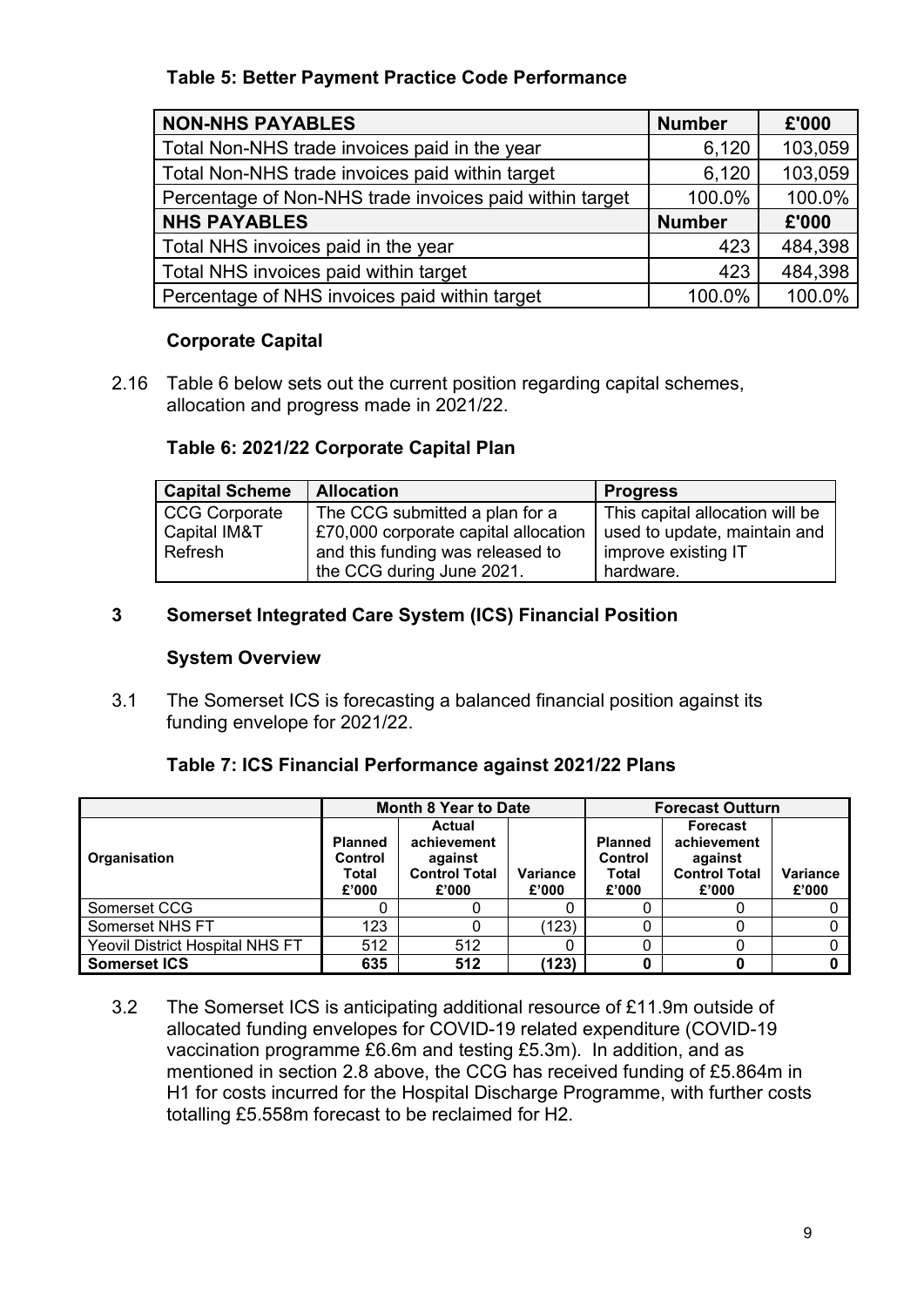**Table 5: Better Payment Practice Code Performance**

| NON-NHS PAYABLES | Number | £'000 |
|---|---|---|
| Total Non-NHS trade invoices paid in the year | 6,120 | 103,059 |
| Total Non-NHS trade invoices paid within target | 6,120 | 103,059 |
| Percentage of Non-NHS trade invoices paid within target | 100.0% | 100.0% |
| **NHS PAYABLES** | **Number** | **£'000** |
| Total NHS invoices paid in the year | 423 | 484,398 |
| Total NHS invoices paid within target | 423 | 484,398 |
| Percentage of NHS invoices paid within target | 100.0% | 100.0% |

**Corporate Capital**

2.16 Table 6 below sets out the current position regarding capital schemes, allocation and progress made in 2021/22.

**Table 6: 2021/22 Corporate Capital Plan**

| Capital Scheme | Allocation | Progress |
|---|---|---|
| CCG Corporate Capital IM&T Refresh | The CCG submitted a plan for a £70,000 corporate capital allocation and this funding was released to the CCG during June 2021. | This capital allocation will be used to update, maintain and improve existing IT hardware. |

## 3 Somerset Integrated Care System (ICS) Financial Position

**System Overview**

3.1 The Somerset ICS is forecasting a balanced financial position against its funding envelope for 2021/22.

**Table 7: ICS Financial Performance against 2021/22 Plans**

| | Month 8 Year to Date | | | Forecast Outturn | | |
|---|---|---|---|---|---|---|
| **Organisation** | **Planned Control Total £'000** | **Actual achievement against Control Total £'000** | **Variance £'000** | **Planned Control Total £'000** | **Forecast achievement against Control Total £'000** | **Variance £'000** |
| Somerset CCG | 0 | 0 | 0 | 0 | 0 | 0 |
| Somerset NHS FT | 123 | 0 | (123) | 0 | 0 | 0 |
| Yeovil District Hospital NHS FT | 512 | 512 | 0 | 0 | 0 | 0 |
| **Somerset ICS** | **635** | **512** | **(123)** | **0** | **0** | **0** |

3.2 The Somerset ICS is anticipating additional resource of £11.9m outside of allocated funding envelopes for COVID-19 related expenditure (COVID-19 vaccination programme £6.6m and testing £5.3m). In addition, and as mentioned in section 2.8 above, the CCG has received funding of £5.864m in H1 for costs incurred for the Hospital Discharge Programme, with further costs totalling £5.558m forecast to be reclaimed for H2.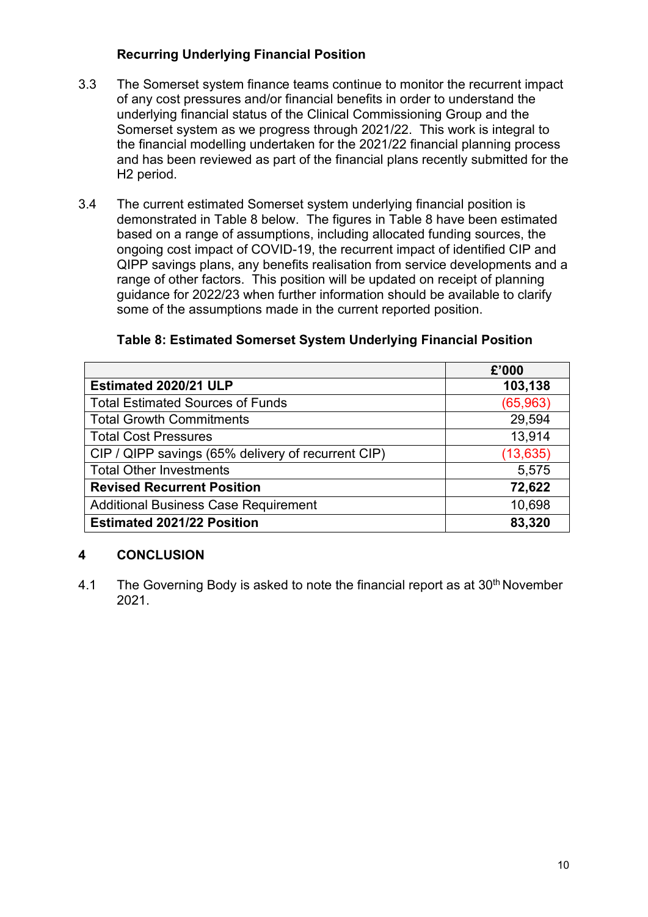### Recurring Underlying Financial Position

3.3 The Somerset system finance teams continue to monitor the recurrent impact of any cost pressures and/or financial benefits in order to understand the underlying financial status of the Clinical Commissioning Group and the Somerset system as we progress through 2021/22. This work is integral to the financial modelling undertaken for the 2021/22 financial planning process and has been reviewed as part of the financial plans recently submitted for the H2 period.

3.4 The current estimated Somerset system underlying financial position is demonstrated in Table 8 below. The figures in Table 8 have been estimated based on a range of assumptions, including allocated funding sources, the ongoing cost impact of COVID-19, the recurrent impact of identified CIP and QIPP savings plans, any benefits realisation from service developments and a range of other factors. This position will be updated on receipt of planning guidance for 2022/23 when further information should be available to clarify some of the assumptions made in the current reported position.

**Table 8: Estimated Somerset System Underlying Financial Position**

| | £'000 |
|---|---|
| **Estimated 2020/21 ULP** | **103,138** |
| Total Estimated Sources of Funds | (65,963) |
| Total Growth Commitments | 29,594 |
| Total Cost Pressures | 13,914 |
| CIP / QIPP savings (65% delivery of recurrent CIP) | (13,635) |
| Total Other Investments | 5,575 |
| **Revised Recurrent Position** | **72,622** |
| Additional Business Case Requirement | 10,698 |
| **Estimated 2021/22 Position** | **83,320** |

## 4 CONCLUSION

4.1 The Governing Body is asked to note the financial report as at 30th November 2021.